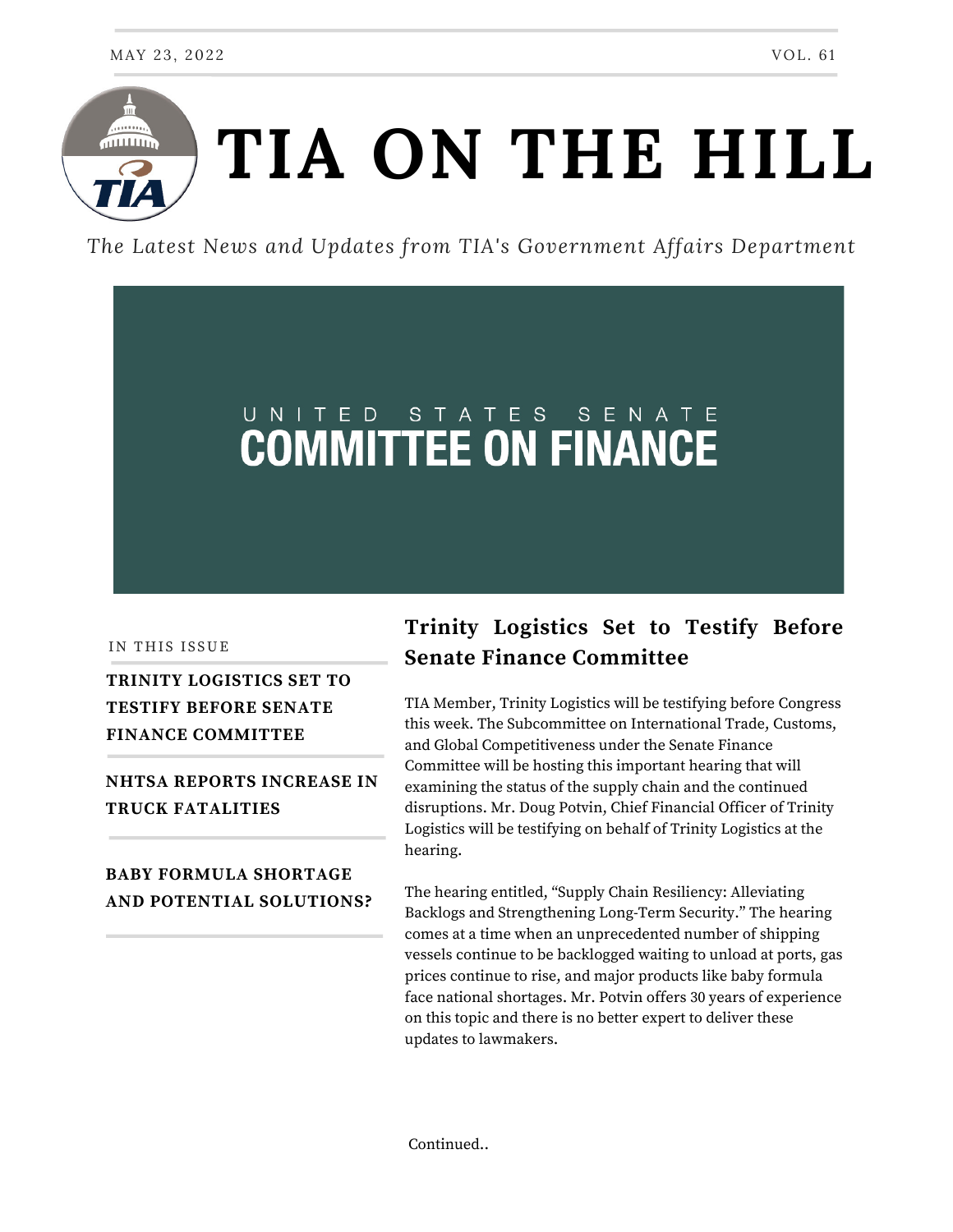MAY 23, 2022 VOL. 61

# TIA ON THE HILL

*The Latest News and Updates from TIA's Government Affairs Department*

UNITED STATES SENATE
**COMMITTEE ON FINANCE**

IN THIS ISSUE

**TRINITY LOGISTICS SET TO TESTIFY BEFORE SENATE FINANCE COMMITTEE**

**NHTSA REPORTS INCREASE IN TRUCK FATALITIES**

**BABY FORMULA SHORTAGE AND POTENTIAL SOLUTIONS?**

## Trinity Logistics Set to Testify Before Senate Finance Committee

TIA Member, Trinity Logistics will be testifying before Congress this week. The Subcommittee on International Trade, Customs, and Global Competitiveness under the Senate Finance Committee will be hosting this important hearing that will examining the status of the supply chain and the continued disruptions. Mr. Doug Potvin, Chief Financial Officer of Trinity Logistics will be testifying on behalf of Trinity Logistics at the hearing.

The hearing entitled, "Supply Chain Resiliency: Alleviating Backlogs and Strengthening Long-Term Security." The hearing comes at a time when an unprecedented number of shipping vessels continue to be backlogged waiting to unload at ports, gas prices continue to rise, and major products like baby formula face national shortages. Mr. Potvin offers 30 years of experience on this topic and there is no better expert to deliver these updates to lawmakers.

Continued..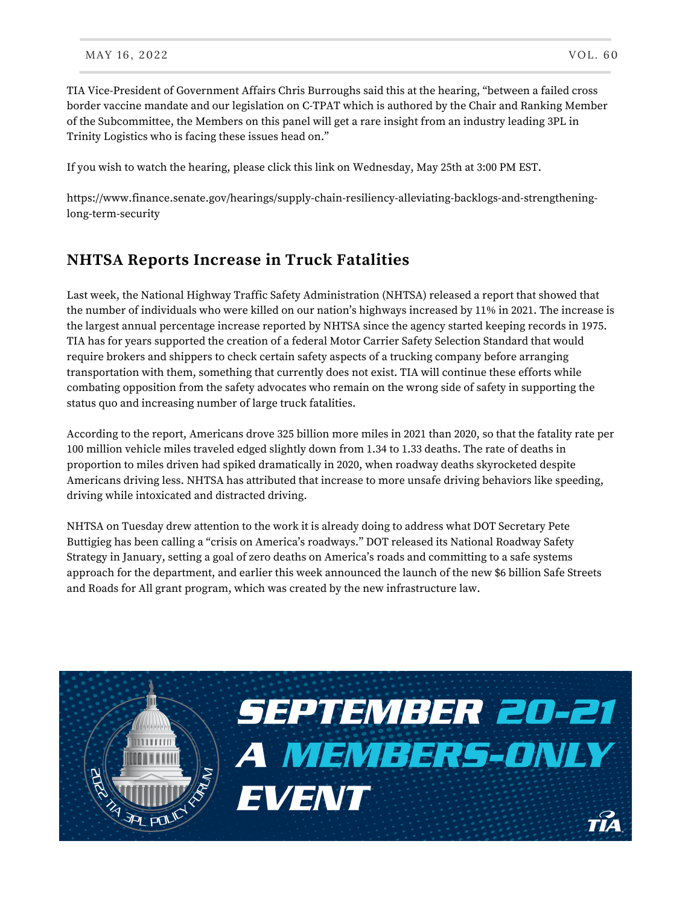TIA Vice-President of Government Affairs Chris Burroughs said this at the hearing, "between a failed cross border vaccine mandate and our legislation on C-TPAT which is authored by the Chair and Ranking Member of the Subcommittee, the Members on this panel will get a rare insight from an industry leading 3PL in Trinity Logistics who is facing these issues head on."

If you wish to watch the hearing, please click this link on Wednesday, May 25th at 3:00 PM EST.

https://www.finance.senate.gov/hearings/supply-chain-resiliency-alleviating-backlogs-and-strengthening-long-term-security

## NHTSA Reports Increase in Truck Fatalities

Last week, the National Highway Traffic Safety Administration (NHTSA) released a report that showed that the number of individuals who were killed on our nation's highways increased by 11% in 2021. The increase is the largest annual percentage increase reported by NHTSA since the agency started keeping records in 1975. TIA has for years supported the creation of a federal Motor Carrier Safety Selection Standard that would require brokers and shippers to check certain safety aspects of a trucking company before arranging transportation with them, something that currently does not exist. TIA will continue these efforts while combating opposition from the safety advocates who remain on the wrong side of safety in supporting the status quo and increasing number of large truck fatalities.

According to the report, Americans drove 325 billion more miles in 2021 than 2020, so that the fatality rate per 100 million vehicle miles traveled edged slightly down from 1.34 to 1.33 deaths. The rate of deaths in proportion to miles driven had spiked dramatically in 2020, when roadway deaths skyrocketed despite Americans driving less. NHTSA has attributed that increase to more unsafe driving behaviors like speeding, driving while intoxicated and distracted driving.

NHTSA on Tuesday drew attention to the work it is already doing to address what DOT Secretary Pete Buttigieg has been calling a "crisis on America's roadways." DOT released its National Roadway Safety Strategy in January, setting a goal of zero deaths on America's roads and committing to a safe systems approach for the department, and earlier this week announced the launch of the new $6 billion Safe Streets and Roads for All grant program, which was created by the new infrastructure law.

2022 TIA 3PL POLICY FORUM

SEPTEMBER 20-21

A MEMBERS-ONLY EVENT

TIA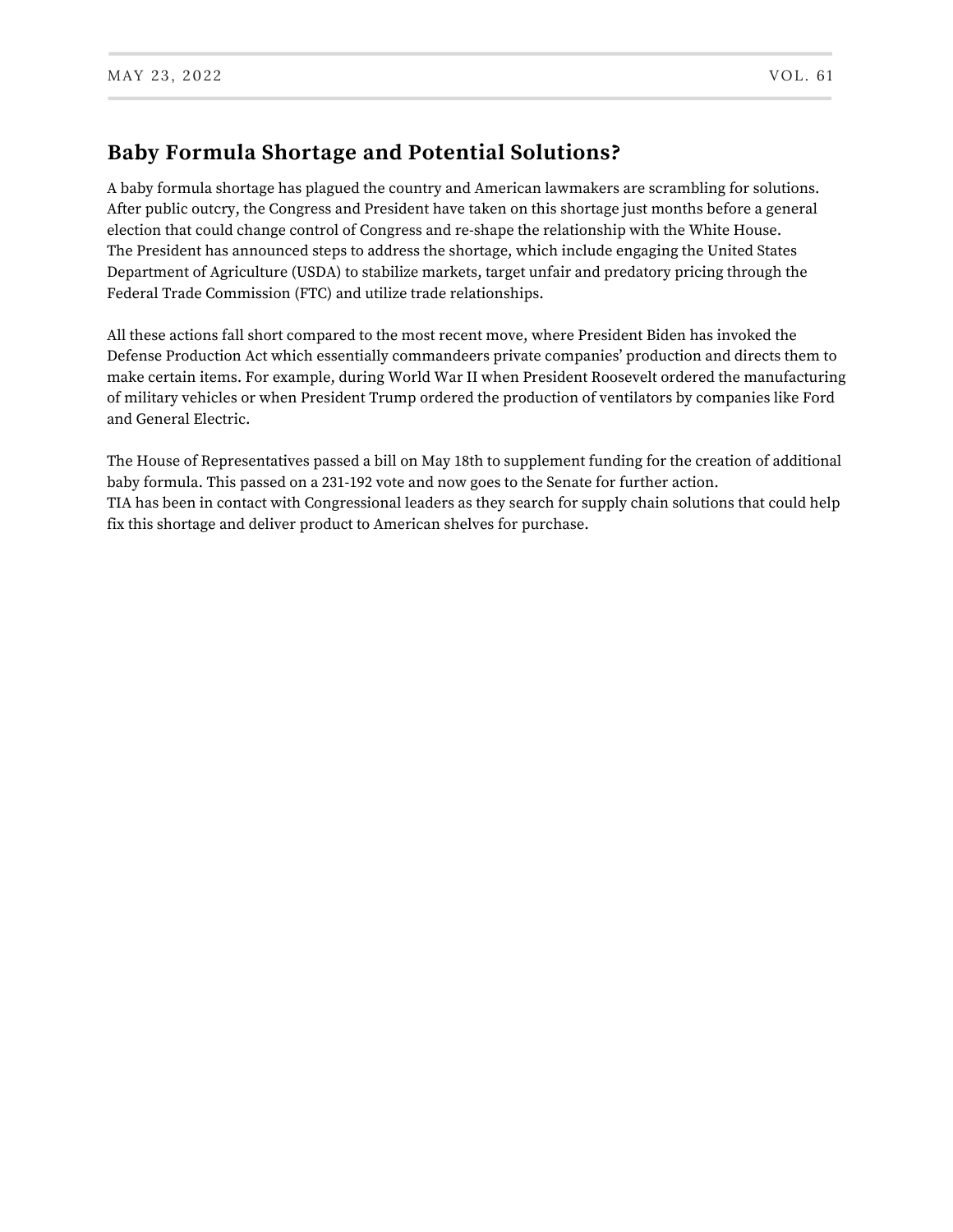## Baby Formula Shortage and Potential Solutions?

A baby formula shortage has plagued the country and American lawmakers are scrambling for solutions. After public outcry, the Congress and President have taken on this shortage just months before a general election that could change control of Congress and re-shape the relationship with the White House. The President has announced steps to address the shortage, which include engaging the United States Department of Agriculture (USDA) to stabilize markets, target unfair and predatory pricing through the Federal Trade Commission (FTC) and utilize trade relationships.

All these actions fall short compared to the most recent move, where President Biden has invoked the Defense Production Act which essentially commandeers private companies' production and directs them to make certain items. For example, during World War II when President Roosevelt ordered the manufacturing of military vehicles or when President Trump ordered the production of ventilators by companies like Ford and General Electric.

The House of Representatives passed a bill on May 18th to supplement funding for the creation of additional baby formula. This passed on a 231-192 vote and now goes to the Senate for further action. TIA has been in contact with Congressional leaders as they search for supply chain solutions that could help fix this shortage and deliver product to American shelves for purchase.